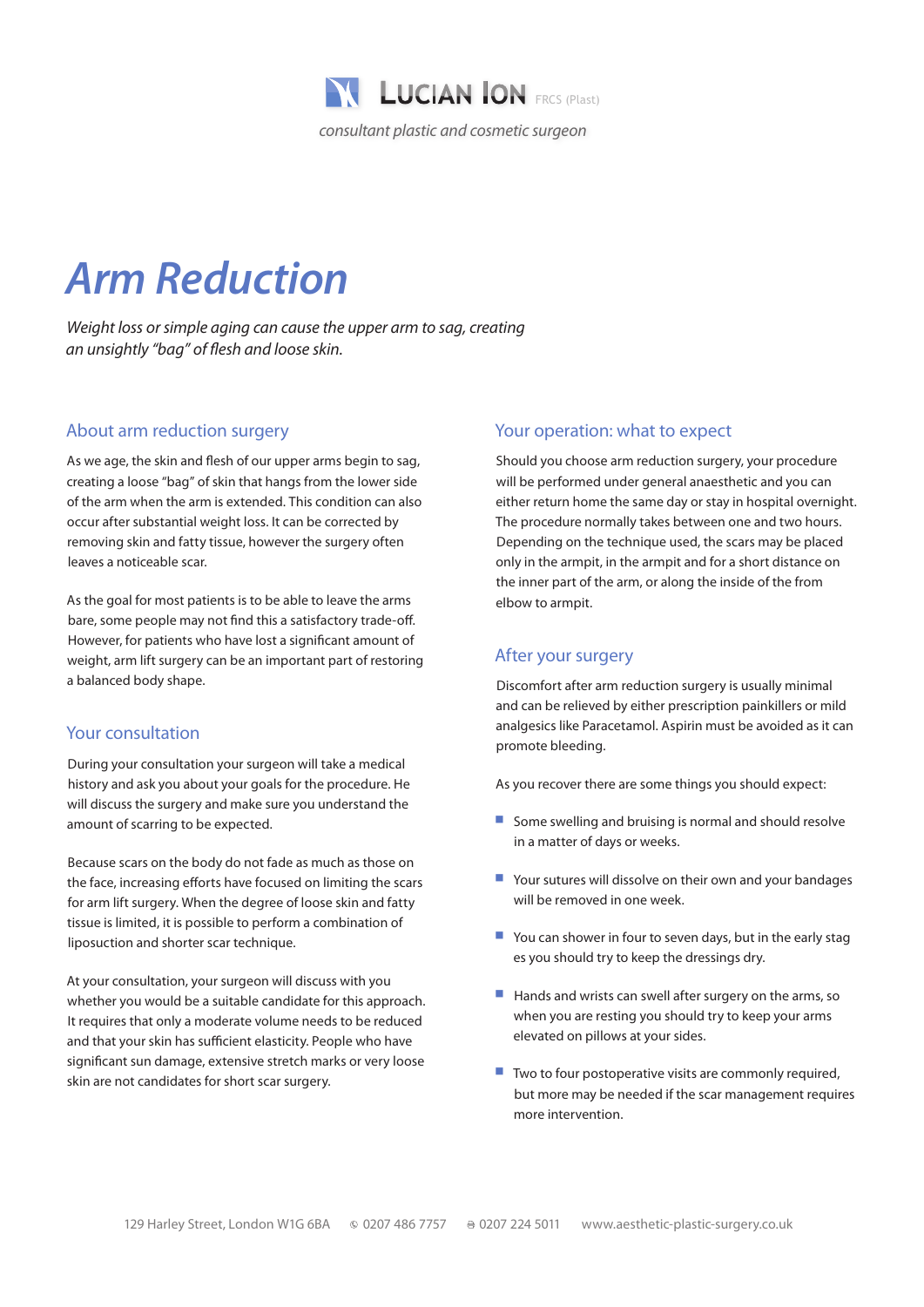LUCIAN ION FRCS (Plast)

*consultant plastic and cosmetic surgeon*

# Arm Reduction

*Weight loss or simple aging can cause the upper arm to sag, creating an unsightly "bag" of flesh and loose skin.*

## About arm reduction surgery

As we age, the skin and flesh of our upper arms begin to sag, creating a loose "bag" of skin that hangs from the lower side of the arm when the arm is extended. This condition can also occur after substantial weight loss. It can be corrected by removing skin and fatty tissue, however the surgery often leaves a noticeable scar.

As the goal for most patients is to be able to leave the arms bare, some people may not find this a satisfactory trade-off. However, for patients who have lost a significant amount of weight, arm lift surgery can be an important part of restoring a balanced body shape.

## Your consultation

During your consultation your surgeon will take a medical history and ask you about your goals for the procedure. He will discuss the surgery and make sure you understand the amount of scarring to be expected.

Because scars on the body do not fade as much as those on the face, increasing efforts have focused on limiting the scars for arm lift surgery. When the degree of loose skin and fatty tissue is limited, it is possible to perform a combination of liposuction and shorter scar technique.

At your consultation, your surgeon will discuss with you whether you would be a suitable candidate for this approach. It requires that only a moderate volume needs to be reduced and that your skin has sufficient elasticity. People who have significant sun damage, extensive stretch marks or very loose skin are not candidates for short scar surgery.

## Your operation: what to expect

Should you choose arm reduction surgery, your procedure will be performed under general anaesthetic and you can either return home the same day or stay in hospital overnight. The procedure normally takes between one and two hours. Depending on the technique used, the scars may be placed only in the armpit, in the armpit and for a short distance on the inner part of the arm, or along the inside of the from elbow to armpit.

## After your surgery

Discomfort after arm reduction surgery is usually minimal and can be relieved by either prescription painkillers or mild analgesics like Paracetamol. Aspirin must be avoided as it can promote bleeding.

As you recover there are some things you should expect:

- Some swelling and bruising is normal and should resolve in a matter of days or weeks.
- Your sutures will dissolve on their own and your bandages will be removed in one week.
- You can shower in four to seven days, but in the early stag es you should try to keep the dressings dry.
- Hands and wrists can swell after surgery on the arms, so when you are resting you should try to keep your arms elevated on pillows at your sides.
- Two to four postoperative visits are commonly required, but more may be needed if the scar management requires more intervention.

129 Harley Street, London W1G 6BA © 0207 486 7757 ⎙ 0207 224 5011 www.aesthetic-plastic-surgery.co.uk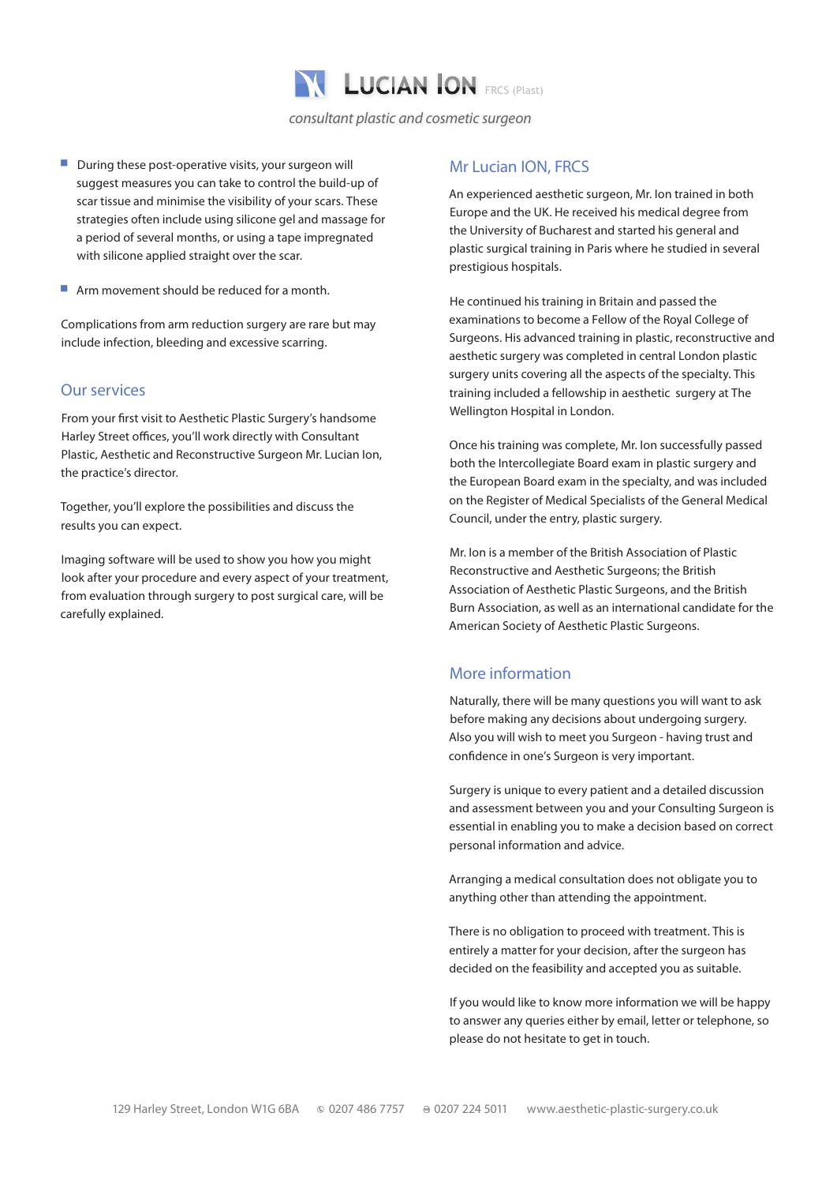- During these post-operative visits, your surgeon will suggest measures you can take to control the build-up of scar tissue and minimise the visibility of your scars. These strategies often include using silicone gel and massage for a period of several months, or using a tape impregnated with silicone applied straight over the scar.
- Arm movement should be reduced for a month.

Complications from arm reduction surgery are rare but may include infection, bleeding and excessive scarring.

## Our services

From your first visit to Aesthetic Plastic Surgery's handsome Harley Street offices, you'll work directly with Consultant Plastic, Aesthetic and Reconstructive Surgeon Mr. Lucian Ion, the practice's director.

Together, you'll explore the possibilities and discuss the results you can expect.

Imaging software will be used to show you how you might look after your procedure and every aspect of your treatment, from evaluation through surgery to post surgical care, will be carefully explained.

## Mr Lucian ION, FRCS

An experienced aesthetic surgeon, Mr. Ion trained in both Europe and the UK. He received his medical degree from the University of Bucharest and started his general and plastic surgical training in Paris where he studied in several prestigious hospitals.

He continued his training in Britain and passed the examinations to become a Fellow of the Royal College of Surgeons. His advanced training in plastic, reconstructive and aesthetic surgery was completed in central London plastic surgery units covering all the aspects of the specialty. This training included a fellowship in aesthetic surgery at The Wellington Hospital in London.

Once his training was complete, Mr. Ion successfully passed both the Intercollegiate Board exam in plastic surgery and the European Board exam in the specialty, and was included on the Register of Medical Specialists of the General Medical Council, under the entry, plastic surgery.

Mr. Ion is a member of the British Association of Plastic Reconstructive and Aesthetic Surgeons; the British Association of Aesthetic Plastic Surgeons, and the British Burn Association, as well as an international candidate for the American Society of Aesthetic Plastic Surgeons.

## More information

Naturally, there will be many questions you will want to ask before making any decisions about undergoing surgery. Also you will wish to meet you Surgeon - having trust and confidence in one's Surgeon is very important.

Surgery is unique to every patient and a detailed discussion and assessment between you and your Consulting Surgeon is essential in enabling you to make a decision based on correct personal information and advice.

Arranging a medical consultation does not obligate you to anything other than attending the appointment.

There is no obligation to proceed with treatment. This is entirely a matter for your decision, after the surgeon has decided on the feasibility and accepted you as suitable.

If you would like to know more information we will be happy to answer any queries either by email, letter or telephone, so please do not hesitate to get in touch.